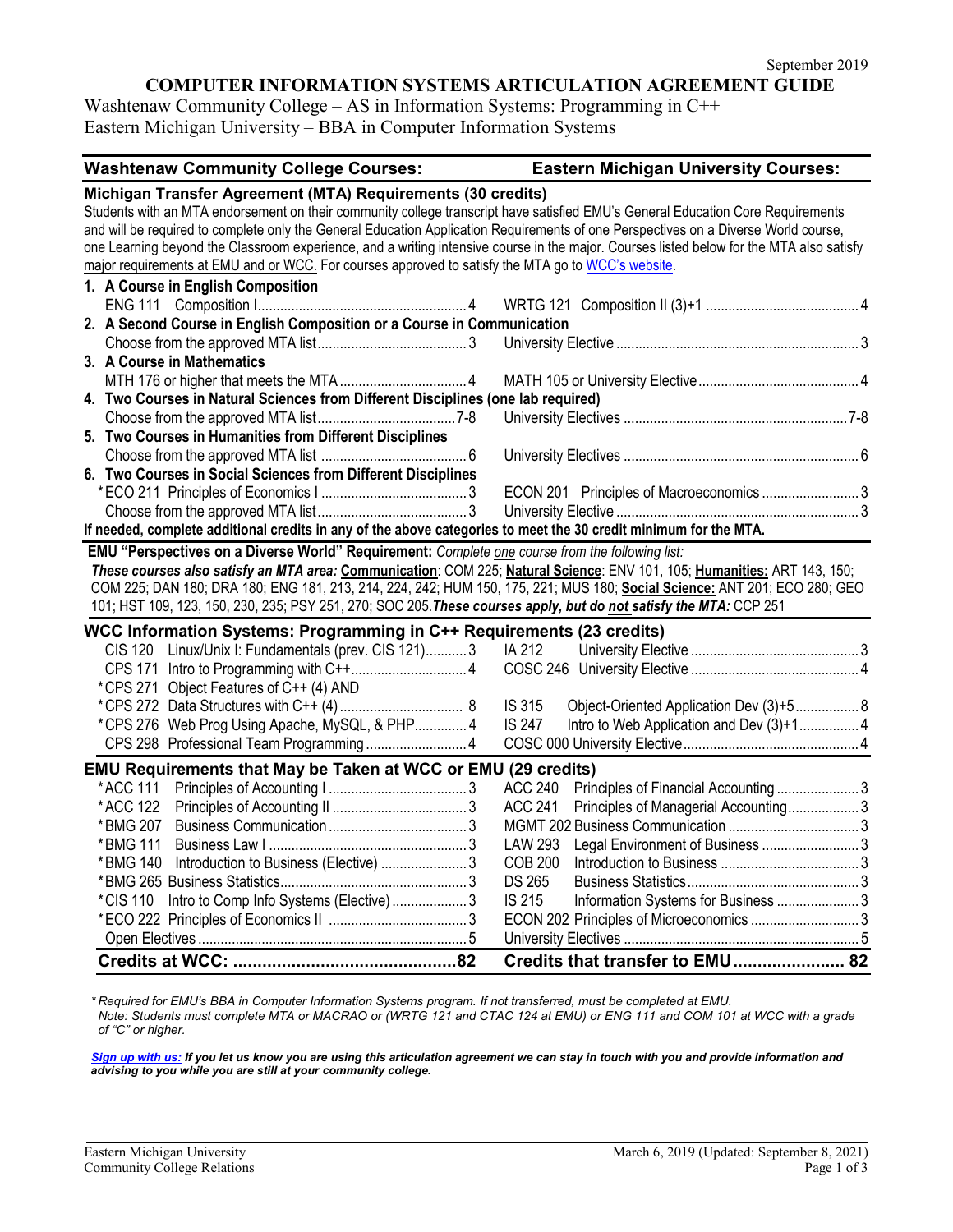September 2019

# COMPUTER INFORMATION SYSTEMS ARTICULATION AGREEMENT GUIDE

Washtenaw Community College – AS in Information Systems: Programming in C++
Eastern Michigan University – BBA in Computer Information Systems

| Washtenaw Community College Courses: | Eastern Michigan University Courses: |
|---|---|
| **Michigan Transfer Agreement (MTA) Requirements (30 credits)** | |
| Students with an MTA endorsement on their community college transcript have satisfied EMU's General Education Core Requirements and will be required to complete only the General Education Application Requirements of one Perspectives on a Diverse World course, one Learning beyond the Classroom experience, and a writing intensive course in the major. Courses listed below for the MTA also satisfy major requirements at EMU and or WCC. For courses approved to satisfy the MTA go to WCC's website. | |
| **1. A Course in English Composition** | |
| ENG 111 Composition I ........ 4 | WRTG 121 Composition II (3)+1 ........ 4 |
| **2. A Second Course in English Composition or a Course in Communication** | |
| Choose from the approved MTA list ........ 3 | University Elective ........ 3 |
| **3. A Course in Mathematics** | |
| MTH 176 or higher that meets the MTA ........ 4 | MATH 105 or University Elective ........ 4 |
| **4. Two Courses in Natural Sciences from Different Disciplines (one lab required)** | |
| Choose from the approved MTA list ........ 7-8 | University Electives ........ 7-8 |
| **5. Two Courses in Humanities from Different Disciplines** | |
| Choose from the approved MTA list ........ 6 | University Electives ........ 6 |
| **6. Two Courses in Social Sciences from Different Disciplines** | |
| *ECO 211 Principles of Economics I ........ 3 | ECON 201 Principles of Macroeconomics ........ 3 |
| Choose from the approved MTA list ........ 3 | University Elective ........ 3 |
| **If needed, complete additional credits in any of the above categories to meet the 30 credit minimum for the MTA.** | |

**EMU "Perspectives on a Diverse World" Requirement:** *Complete one course from the following list:*
***These courses also satisfy an MTA area:*** **Communication**: COM 225; **Natural Science**: ENV 101, 105; **Humanities:** ART 143, 150; COM 225; DAN 180; DRA 180; ENG 181, 213, 214, 224, 242; HUM 150, 175, 221; MUS 180; **Social Science:** ANT 201; ECO 280; GEO 101; HST 109, 123, 150, 230, 235; PSY 251, 270; SOC 205. ***These courses apply, but do not satisfy the MTA:*** CCP 251

| Washtenaw Community College Courses: | Eastern Michigan University Courses: |
|---|---|
| **WCC Information Systems: Programming in C++ Requirements (23 credits)** | |
| CIS 120 Linux/Unix I: Fundamentals (prev. CIS 121) ........ 3 | IA 212 University Elective ........ 3 |
| CPS 171 Intro to Programming with C++ ........ 4 | COSC 246 University Elective ........ 4 |
| *CPS 271 Object Features of C++ (4) AND *CPS 272 Data Structures with C++ (4) ........ 8 | IS 315 Object-Oriented Application Dev (3)+5 ........ 8 |
| *CPS 276 Web Prog Using Apache, MySQL, & PHP ........ 4 | IS 247 Intro to Web Application and Dev (3)+1 ........ 4 |
| CPS 298 Professional Team Programming ........ 4 | COSC 000 University Elective ........ 4 |
| **EMU Requirements that May be Taken at WCC or EMU (29 credits)** | |
| *ACC 111 Principles of Accounting I ........ 3 | ACC 240 Principles of Financial Accounting ........ 3 |
| *ACC 122 Principles of Accounting II ........ 3 | ACC 241 Principles of Managerial Accounting ........ 3 |
| *BMG 207 Business Communication ........ 3 | MGMT 202 Business Communication ........ 3 |
| *BMG 111 Business Law I ........ 3 | LAW 293 Legal Environment of Business ........ 3 |
| *BMG 140 Introduction to Business (Elective) ........ 3 | COB 200 Introduction to Business ........ 3 |
| *BMG 265 Business Statistics ........ 3 | DS 265 Business Statistics ........ 3 |
| *CIS 110 Intro to Comp Info Systems (Elective) ........ 3 | IS 215 Information Systems for Business ........ 3 |
| *ECO 222 Principles of Economics II ........ 3 | ECON 202 Principles of Microeconomics ........ 3 |
| Open Electives ........ 5 | University Electives ........ 5 |
| **Credits at WCC: ........ 82** | **Credits that transfer to EMU ........ 82** |

*\* Required for EMU's BBA in Computer Information Systems program. If not transferred, must be completed at EMU.*
*Note: Students must complete MTA or MACRAO or (WRTG 121 and CTAC 124 at EMU) or ENG 111 and COM 101 at WCC with a grade of "C" or higher.*

***Sign up with us:** If you let us know you are using this articulation agreement we can stay in touch with you and provide information and advising to you while you are still at your community college.*

Eastern Michigan University
Community College Relations

March 6, 2019 (Updated: September 8, 2021)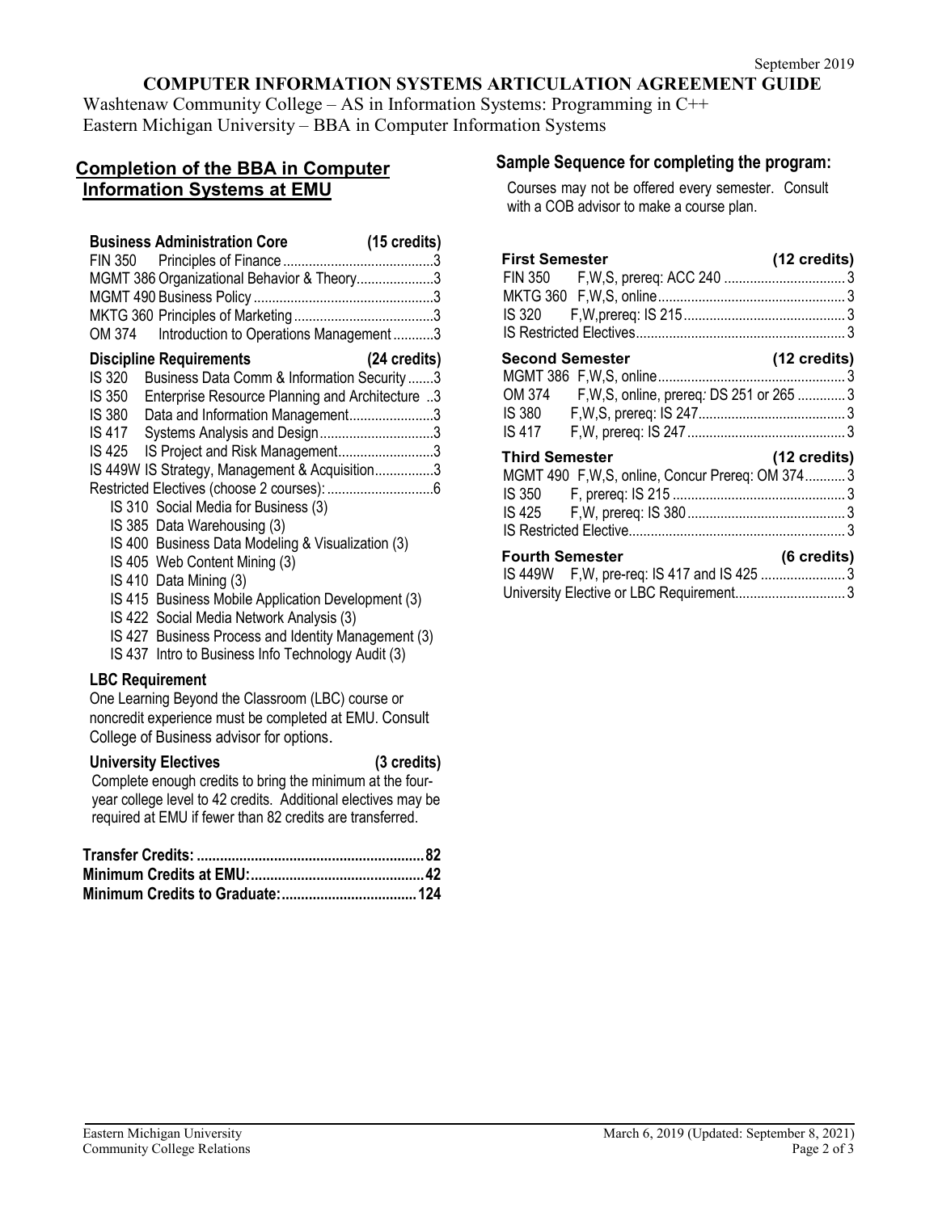September 2019

**COMPUTER INFORMATION SYSTEMS ARTICULATION AGREEMENT GUIDE**

Washtenaw Community College – AS in Information Systems: Programming in C++
Eastern Michigan University – BBA in Computer Information Systems

## Completion of the BBA in Computer Information Systems at EMU

**Business Administration Core (15 credits)**

- FIN 350 Principles of Finance .......................................3
- MGMT 386 Organizational Behavior & Theory.....................3
- MGMT 490 Business Policy ...............................................3
- MKTG 360 Principles of Marketing .....................................3
- OM 374 Introduction to Operations Management ...........3

**Discipline Requirements (24 credits)**

- IS 320 Business Data Comm & Information Security .......3
- IS 350 Enterprise Resource Planning and Architecture ..3
- IS 380 Data and Information Management.......................3
- IS 417 Systems Analysis and Design...............................3
- IS 425 IS Project and Risk Management..........................3
- IS 449W IS Strategy, Management & Acquisition................3
- Restricted Electives (choose 2 courses): ............................6
  - IS 310 Social Media for Business (3)
  - IS 385 Data Warehousing (3)
  - IS 400 Business Data Modeling & Visualization (3)
  - IS 405 Web Content Mining (3)
  - IS 410 Data Mining (3)
  - IS 415 Business Mobile Application Development (3)
  - IS 422 Social Media Network Analysis (3)
  - IS 427 Business Process and Identity Management (3)
  - IS 437 Intro to Business Info Technology Audit (3)

**LBC Requirement**

One Learning Beyond the Classroom (LBC) course or noncredit experience must be completed at EMU. Consult College of Business advisor for options.

**University Electives (3 credits)**

Complete enough credits to bring the minimum at the four-year college level to 42 credits. Additional electives may be required at EMU if fewer than 82 credits are transferred.

**Transfer Credits: .......................................................... 82**
**Minimum Credits at EMU: ............................................ 42**
**Minimum Credits to Graduate: .................................. 124**

## Sample Sequence for completing the program:

Courses may not be offered every semester. Consult with a COB advisor to make a course plan.

**First Semester (12 credits)**

- FIN 350 F,W,S, prereq: ACC 240 ................................ 3
- MKTG 360 F,W,S, online.................................................. 3
- IS 320 F,W,prereq: IS 215........................................... 3
- IS Restricted Electives........................................................ 3

**Second Semester (12 credits)**

- MGMT 386 F,W,S, online.................................................. 3
- OM 374 F,W,S, online, prereq: DS 251 or 265 ............. 3
- IS 380 F,W,S, prereq: IS 247....................................... 3
- IS 417 F,W, prereq: IS 247.......................................... 3

**Third Semester (12 credits)**

- MGMT 490 F,W,S, online, Concur Prereq: OM 374........... 3
- IS 350 F, prereq: IS 215 .............................................. 3
- IS 425 F,W, prereq: IS 380.......................................... 3
- IS Restricted Elective......................................................... 3

**Fourth Semester (6 credits)**

- IS 449W F,W, pre-req: IS 417 and IS 425 ...................... 3
- University Elective or LBC Requirement............................. 3

Eastern Michigan University
Community College Relations

March 6, 2019 (Updated: September 8, 2021)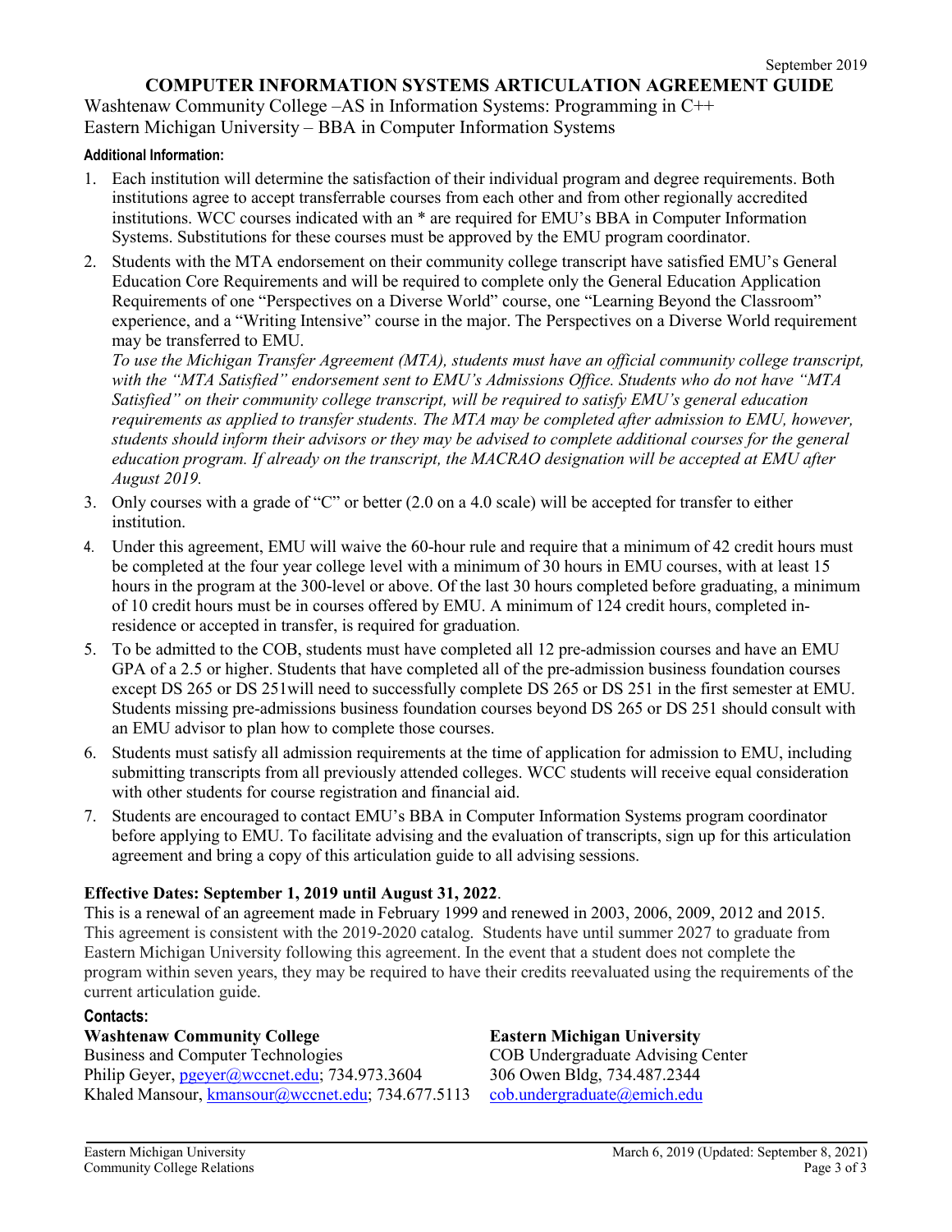September 2019

# COMPUTER INFORMATION SYSTEMS ARTICULATION AGREEMENT GUIDE

Washtenaw Community College –AS in Information Systems: Programming in C++
Eastern Michigan University – BBA in Computer Information Systems

**Additional Information:**

1. Each institution will determine the satisfaction of their individual program and degree requirements. Both institutions agree to accept transferrable courses from each other and from other regionally accredited institutions. WCC courses indicated with an * are required for EMU's BBA in Computer Information Systems. Substitutions for these courses must be approved by the EMU program coordinator.
2. Students with the MTA endorsement on their community college transcript have satisfied EMU's General Education Core Requirements and will be required to complete only the General Education Application Requirements of one "Perspectives on a Diverse World" course, one "Learning Beyond the Classroom" experience, and a "Writing Intensive" course in the major. The Perspectives on a Diverse World requirement may be transferred to EMU.
   *To use the Michigan Transfer Agreement (MTA), students must have an official community college transcript, with the "MTA Satisfied" endorsement sent to EMU's Admissions Office. Students who do not have "MTA Satisfied" on their community college transcript, will be required to satisfy EMU's general education requirements as applied to transfer students. The MTA may be completed after admission to EMU, however, students should inform their advisors or they may be advised to complete additional courses for the general education program. If already on the transcript, the MACRAO designation will be accepted at EMU after August 2019.*
3. Only courses with a grade of "C" or better (2.0 on a 4.0 scale) will be accepted for transfer to either institution.
4. Under this agreement, EMU will waive the 60-hour rule and require that a minimum of 42 credit hours must be completed at the four year college level with a minimum of 30 hours in EMU courses, with at least 15 hours in the program at the 300-level or above. Of the last 30 hours completed before graduating, a minimum of 10 credit hours must be in courses offered by EMU. A minimum of 124 credit hours, completed in-residence or accepted in transfer, is required for graduation.
5. To be admitted to the COB, students must have completed all 12 pre-admission courses and have an EMU GPA of a 2.5 or higher. Students that have completed all of the pre-admission business foundation courses except DS 265 or DS 251will need to successfully complete DS 265 or DS 251 in the first semester at EMU. Students missing pre-admissions business foundation courses beyond DS 265 or DS 251 should consult with an EMU advisor to plan how to complete those courses.
6. Students must satisfy all admission requirements at the time of application for admission to EMU, including submitting transcripts from all previously attended colleges. WCC students will receive equal consideration with other students for course registration and financial aid.
7. Students are encouraged to contact EMU's BBA in Computer Information Systems program coordinator before applying to EMU. To facilitate advising and the evaluation of transcripts, sign up for this articulation agreement and bring a copy of this articulation guide to all advising sessions.

**Effective Dates: September 1, 2019 until August 31, 2022**.

This is a renewal of an agreement made in February 1999 and renewed in 2003, 2006, 2009, 2012 and 2015. This agreement is consistent with the 2019-2020 catalog. Students have until summer 2027 to graduate from Eastern Michigan University following this agreement. In the event that a student does not complete the program within seven years, they may be required to have their credits reevaluated using the requirements of the current articulation guide.

**Contacts:**

**Washtenaw Community College**
Business and Computer Technologies
Philip Geyer, pgeyer@wccnet.edu; 734.973.3604
Khaled Mansour, kmansour@wccnet.edu; 734.677.5113

**Eastern Michigan University**
COB Undergraduate Advising Center
306 Owen Bldg, 734.487.2344
cob.undergraduate@emich.edu